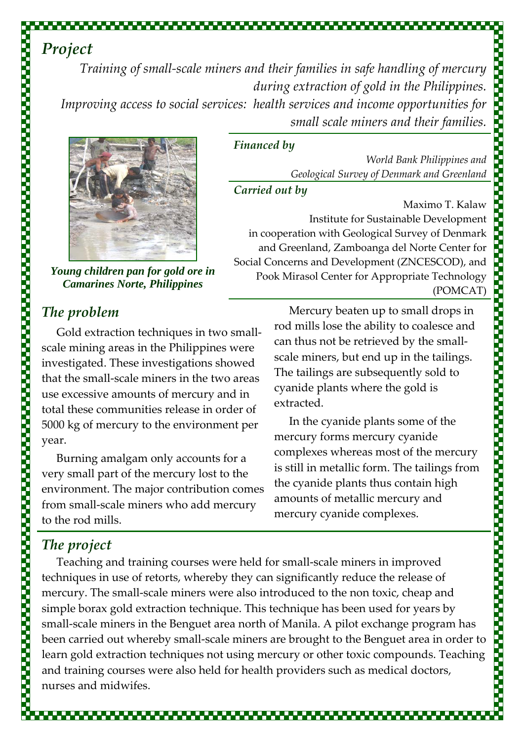## *Project*

*Training of small-scale miners and their families in safe handling of mercury during extraction of gold in the Philippines.*

*Improving access to social services: health services and income opportunities for small scale miners and their families.*

***Young children pan for gold ore in Camarines Norte, Philippines***

### *Financed by*

*World Bank Philippines and Geological Survey of Denmark and Greenland*

### *Carried out by*

Maximo T. Kalaw Institute for Sustainable Development in cooperation with Geological Survey of Denmark and Greenland, Zamboanga del Norte Center for Social Concerns and Development (ZNCESCOD), and Pook Mirasol Center for Appropriate Technology (POMCAT)

## *The problem*

Gold extraction techniques in two small-scale mining areas in the Philippines were investigated. These investigations showed that the small-scale miners in the two areas use excessive amounts of mercury and in total these communities release in order of 5000 kg of mercury to the environment per year.

Burning amalgam only accounts for a very small part of the mercury lost to the environment. The major contribution comes from small-scale miners who add mercury to the rod mills.

Mercury beaten up to small drops in rod mills lose the ability to coalesce and can thus not be retrieved by the small-scale miners, but end up in the tailings. The tailings are subsequently sold to cyanide plants where the gold is extracted.

In the cyanide plants some of the mercury forms mercury cyanide complexes whereas most of the mercury is still in metallic form. The tailings from the cyanide plants thus contain high amounts of metallic mercury and mercury cyanide complexes.

## *The project*

Teaching and training courses were held for small-scale miners in improved techniques in use of retorts, whereby they can significantly reduce the release of mercury. The small-scale miners were also introduced to the non toxic, cheap and simple borax gold extraction technique. This technique has been used for years by small-scale miners in the Benguet area north of Manila. A pilot exchange program has been carried out whereby small-scale miners are brought to the Benguet area in order to learn gold extraction techniques not using mercury or other toxic compounds. Teaching and training courses were also held for health providers such as medical doctors, nurses and midwifes.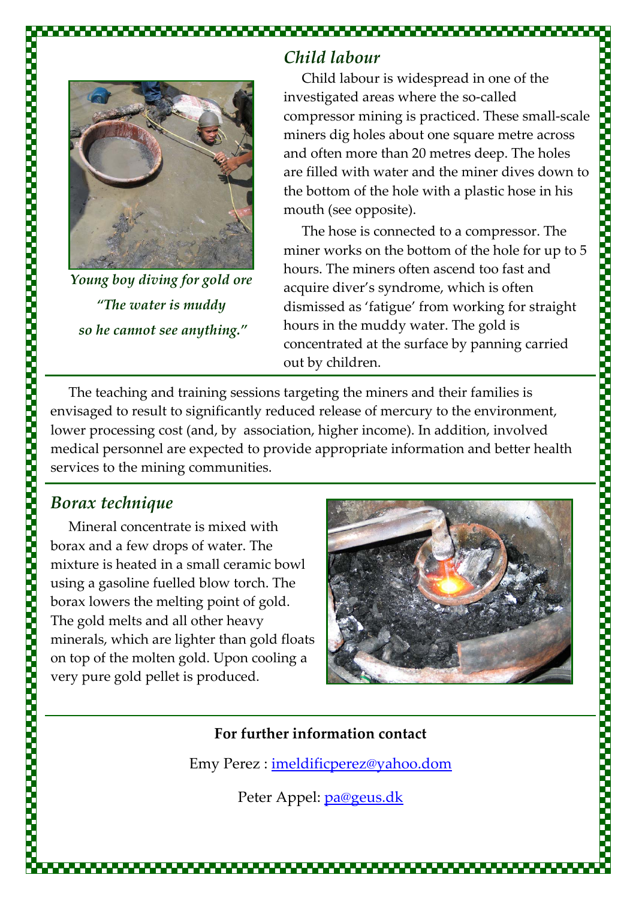## *Child labour*

*Young boy diving for gold ore*

*"The water is muddy so he cannot see anything."*

Child labour is widespread in one of the investigated areas where the so-called compressor mining is practiced. These small-scale miners dig holes about one square metre across and often more than 20 metres deep. The holes are filled with water and the miner dives down to the bottom of the hole with a plastic hose in his mouth (see opposite).

The hose is connected to a compressor. The miner works on the bottom of the hole for up to 5 hours. The miners often ascend too fast and acquire diver's syndrome, which is often dismissed as 'fatigue' from working for straight hours in the muddy water. The gold is concentrated at the surface by panning carried out by children.

The teaching and training sessions targeting the miners and their families is envisaged to result to significantly reduced release of mercury to the environment, lower processing cost (and, by association, higher income). In addition, involved medical personnel are expected to provide appropriate information and better health services to the mining communities.

## *Borax technique*

Mineral concentrate is mixed with borax and a few drops of water. The mixture is heated in a small ceramic bowl using a gasoline fuelled blow torch. The borax lowers the melting point of gold. The gold melts and all other heavy minerals, which are lighter than gold floats on top of the molten gold. Upon cooling a very pure gold pellet is produced.

**For further information contact**

Emy Perez : imeldificperez@yahoo.dom

Peter Appel: pa@geus.dk